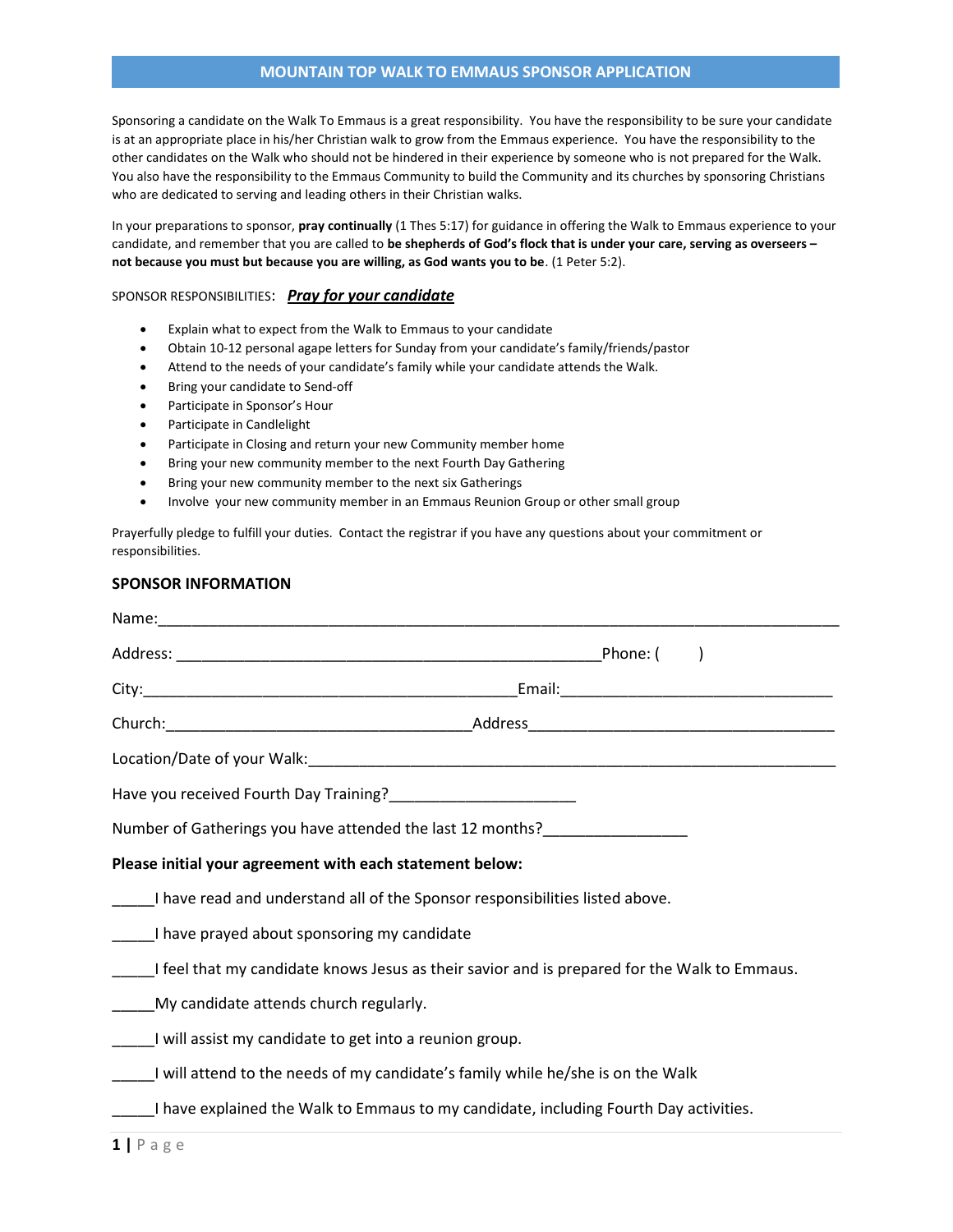# MOUNTAIN TOP WALK TO EMMAUS SPONSOR APPLICATION

Sponsoring a candidate on the Walk To Emmaus is a great responsibility. You have the responsibility to be sure your candidate is at an appropriate place in his/her Christian walk to grow from the Emmaus experience. You have the responsibility to the other candidates on the Walk who should not be hindered in their experience by someone who is not prepared for the Walk. You also have the responsibility to the Emmaus Community to build the Community and its churches by sponsoring Christians who are dedicated to serving and leading others in their Christian walks.

In your preparations to sponsor, **pray continually** (1 Thes 5:17) for guidance in offering the Walk to Emmaus experience to your candidate, and remember that you are called to **be shepherds of God's flock that is under your care, serving as overseers – not because you must but because you are willing, as God wants you to be**. (1 Peter 5:2).

SPONSOR RESPONSIBILITIES: ***Pray for your candidate***

- Explain what to expect from the Walk to Emmaus to your candidate
- Obtain 10-12 personal agape letters for Sunday from your candidate's family/friends/pastor
- Attend to the needs of your candidate's family while your candidate attends the Walk.
- Bring your candidate to Send-off
- Participate in Sponsor's Hour
- Participate in Candlelight
- Participate in Closing and return your new Community member home
- Bring your new community member to the next Fourth Day Gathering
- Bring your new community member to the next six Gatherings
- Involve your new community member in an Emmaus Reunion Group or other small group

Prayerfully pledge to fulfill your duties. Contact the registrar if you have any questions about your commitment or responsibilities.

## SPONSOR INFORMATION

Name:______________________________________________________________________________

Address: ___________________________________________Phone: (      )

City:______________________________________Email:____________________________

Church:_____________________________Address________________________________

Location/Date of your Walk:_____________________________________________________

Have you received Fourth Day Training?____________________

Number of Gatherings you have attended the last 12 months?_______________

**Please initial your agreement with each statement below:**

_____I have read and understand all of the Sponsor responsibilities listed above.

_____I have prayed about sponsoring my candidate

_____I feel that my candidate knows Jesus as their savior and is prepared for the Walk to Emmaus.

_____My candidate attends church regularly.

_____I will assist my candidate to get into a reunion group.

_____I will attend to the needs of my candidate's family while he/she is on the Walk

_____I have explained the Walk to Emmaus to my candidate, including Fourth Day activities.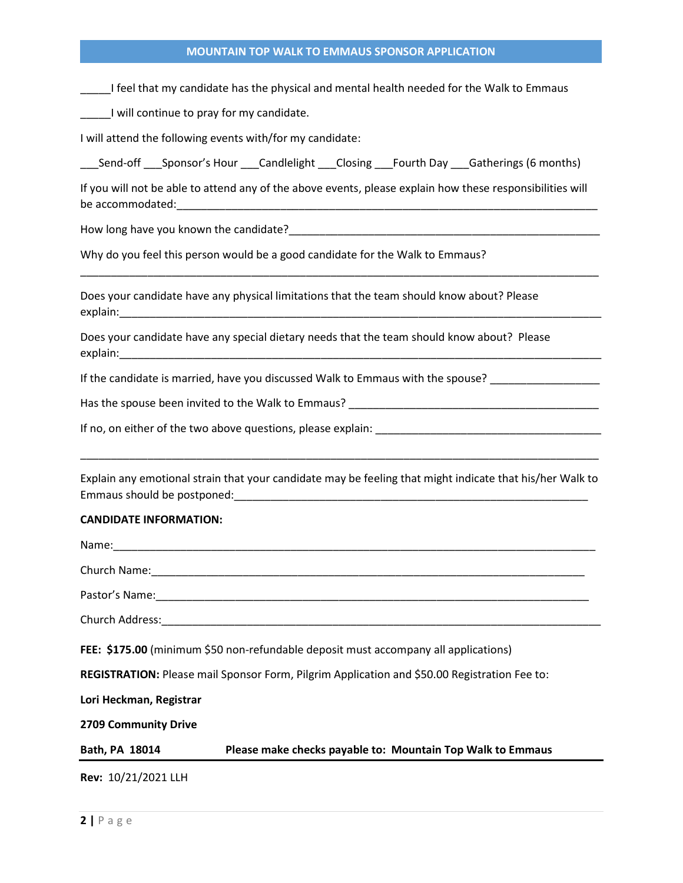## MOUNTAIN TOP WALK TO EMMAUS SPONSOR APPLICATION

_____I feel that my candidate has the physical and mental health needed for the Walk to Emmaus

_____I will continue to pray for my candidate.

I will attend the following events with/for my candidate:

___Send-off ___Sponsor's Hour ___Candlelight ___Closing ___Fourth Day ___Gatherings (6 months)

If you will not be able to attend any of the above events, please explain how these responsibilities will be accommodated:___________________________________________________________________________

How long have you known the candidate?_____________________________________________________

Why do you feel this person would be a good candidate for the Walk to Emmaus?

_____________________________________________________________________________________

Does your candidate have any physical limitations that the team should know about? Please explain:_____________________________________________________________________________

Does your candidate have any special dietary needs that the team should know about? Please explain:_____________________________________________________________________________

If the candidate is married, have you discussed Walk to Emmaus with the spouse? _________________

Has the spouse been invited to the Walk to Emmaus? ________________________________________

If no, on either of the two above questions, please explain: ____________________________________

_____________________________________________________________________________________

Explain any emotional strain that your candidate may be feeling that might indicate that his/her Walk to Emmaus should be postponed:___________________________________________________________

**CANDIDATE INFORMATION:**

Name:_______________________________________________________________________________

Church Name:_________________________________________________________________________

Pastor's Name:________________________________________________________________________

Church Address:_______________________________________________________________________

**FEE: $175.00** (minimum $50 non-refundable deposit must accompany all applications)

**REGISTRATION:** Please mail Sponsor Form, Pilgrim Application and $50.00 Registration Fee to:

**Lori Heckman, Registrar**

**2709 Community Drive**

**Bath, PA 18014** **Please make checks payable to: Mountain Top Walk to Emmaus**

**Rev:** 10/21/2021 LLH